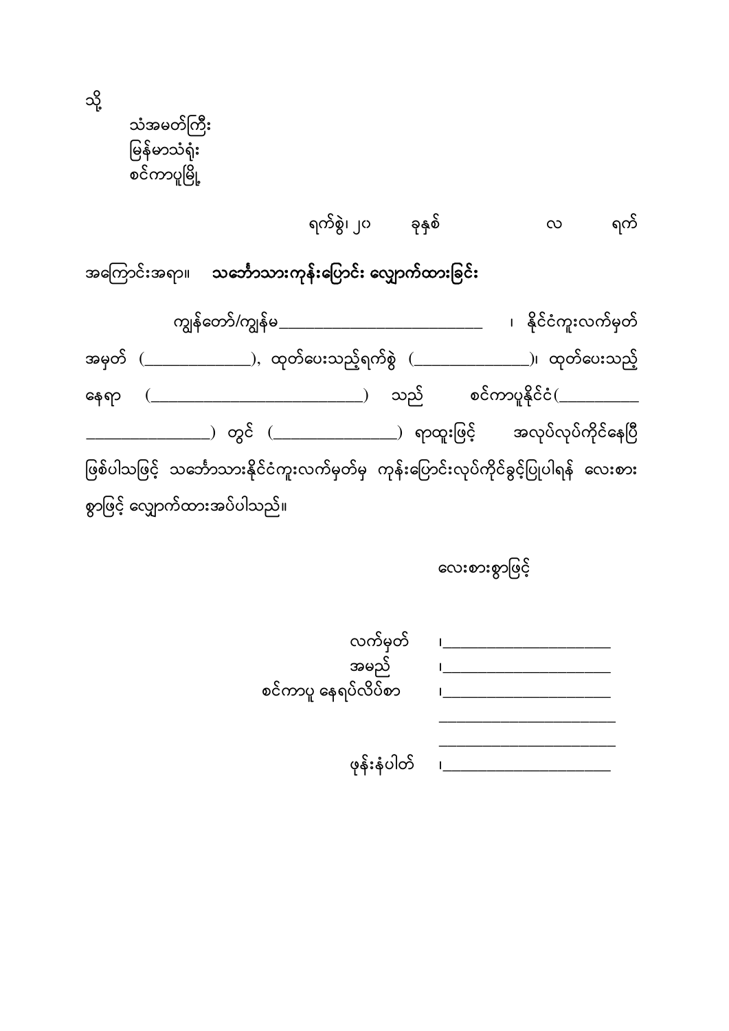သို့

သံအမတ်ကြီး
မြန်မာသံရုံး
စင်ကာပူမြို့

ရက်စွဲ၊ ၂၀ ခုနှစ် လ ရက်

အကြောင်းအရာ။ **သင်္ဘောသားကုန်းပြောင်း လျှောက်ထားခြင်း**

ကျွန်တော်/ကျွန်မ__________________________ ၊ နိုင်ငံကူးလက်မှတ် အမှတ် (_____________), ထုတ်ပေးသည့်ရက်စွဲ (______________)၊ ထုတ်ပေးသည့် နေရာ (__________________________) သည် စင်ကာပူနိုင်ငံ(__________ _______________) တွင် (_______________) ရာထူးဖြင့် အလုပ်လုပ်ကိုင်နေပြီ ဖြစ်ပါသဖြင့် သင်္ဘောသားနိုင်ငံကူးလက်မှတ်မှ ကုန်းပြောင်းလုပ်ကိုင်ခွင့်ပြုပါရန် လေးစားစွာဖြင့် လျှောက်ထားအပ်ပါသည်။

လေးစားစွာဖြင့်

လက်မှတ် ၊_____________________

အမည် ၊_____________________

စင်ကာပူ နေရပ်လိပ်စာ ၊_____________________

______________________

______________________

ဖုန်းနံပါတ် ၊_____________________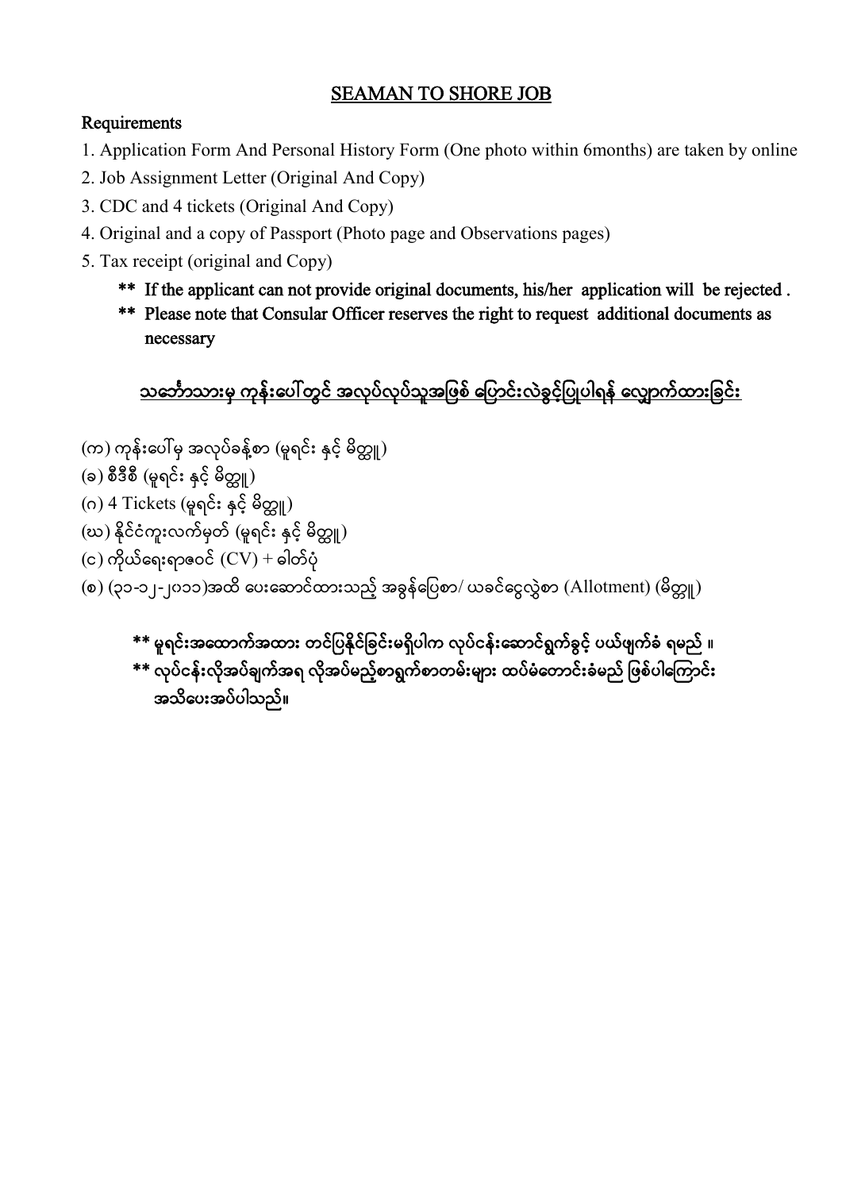## SEAMAN TO SHORE JOB

**Requirements**

1. Application Form And Personal History Form (One photo within 6months) are taken by online
2. Job Assignment Letter (Original And Copy)
3. CDC and 4 tickets (Original And Copy)
4. Original and a copy of Passport (Photo page and Observations pages)
5. Tax receipt (original and Copy)

**\*\* If the applicant can not provide original documents, his/her application will be rejected .**

**\*\* Please note that Consular Officer reserves the right to request additional documents as necessary**

## သင်္ဘောသားမှ ကုန်းပေါ်တွင် အလုပ်လုပ်သူအဖြစ် ပြောင်းလဲခွင့်ပြုပါရန် လျှောက်ထားခြင်း

(က) ကုန်းပေါ်မှ အလုပ်ခန့်စာ (မူရင်း နှင့် မိတ္တူ)

(ခ) စီဒီစီ (မူရင်း နှင့် မိတ္တူ)

(ဂ) 4 Tickets (မူရင်း နှင့် မိတ္တူ)

(ဃ) နိုင်ငံကူးလက်မှတ် (မူရင်း နှင့် မိတ္တူ)

(င) ကိုယ်ရေးရာဇဝင် (CV) + ဓါတ်ပုံ

(စ) (၃၁-၁၂-၂၀၁၁)အထိ ပေးဆောင်ထားသည့် အခွန်ပြေစာ/ ယခင်ငွေလွှဲစာ (Allotment) (မိတ္တူ)

**\*\* မူရင်းအထောက်အထား တင်ပြနိုင်ခြင်းမရှိပါက လုပ်ငန်းဆောင်ရွက်ခွင့် ပယ်ဖျက်ခံ ရမည် ။**

**\*\* လုပ်ငန်းလိုအပ်ချက်အရ လိုအပ်မည့်စာရွက်စာတမ်းများ ထပ်မံတောင်းခံမည် ဖြစ်ပါကြောင်း အသိပေးအပ်ပါသည်။**